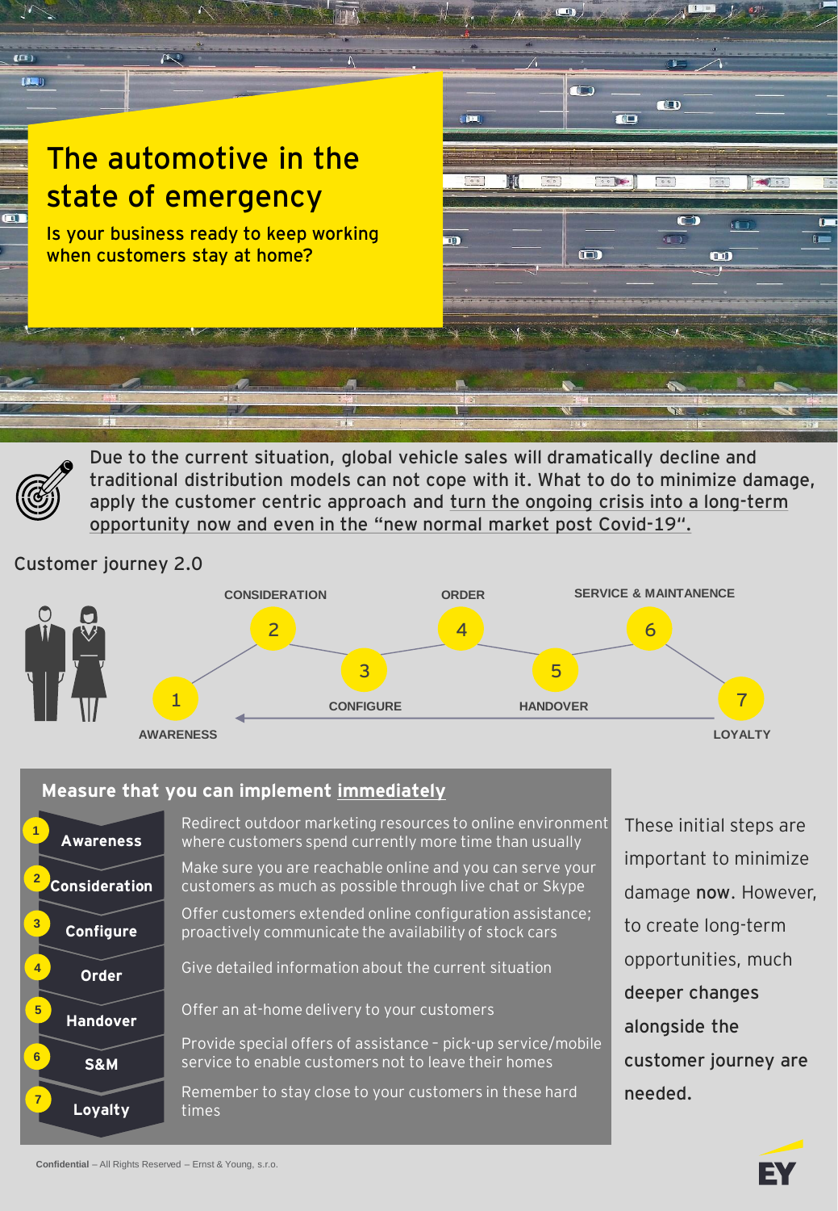# The automotive in the state of emergency

Is your business ready to keep working when customers stay at home?

Due to the current situation, global vehicle sales will dramatically decline and traditional distribution models can not cope with it. What to do to minimize damage, apply the customer centric approach and turn the ongoing crisis into a long-term opportunity now and even in the "new normal market post Covid-19".

## Customer journey 2.0

1. AWARENESS
2. CONSIDERATION
3. CONFIGURE
4. ORDER
5. HANDOVER
6. SERVICE & MAINTANENCE
7. LOYALTY

## Measure that you can implement immediately

| Stage | Measure |
| --- | --- |
| 1 Awareness | Redirect outdoor marketing resources to online environment where customers spend currently more time than usually |
| 2 Consideration | Make sure you are reachable online and you can serve your customers as much as possible through live chat or Skype |
| 3 Configure | Offer customers extended online configuration assistance; proactively communicate the availability of stock cars |
| 4 Order | Give detailed information about the current situation |
| 5 Handover | Offer an at-home delivery to your customers |
| 6 S&M | Provide special offers of assistance – pick-up service/mobile service to enable customers not to leave their homes |
| 7 Loyalty | Remember to stay close to your customers in these hard times |

These initial steps are important to minimize damage **now**. However, to create long-term opportunities, much **deeper changes alongside the customer journey are needed.**

**Confidential** – All Rights Reserved – Ernst & Young, s.r.o.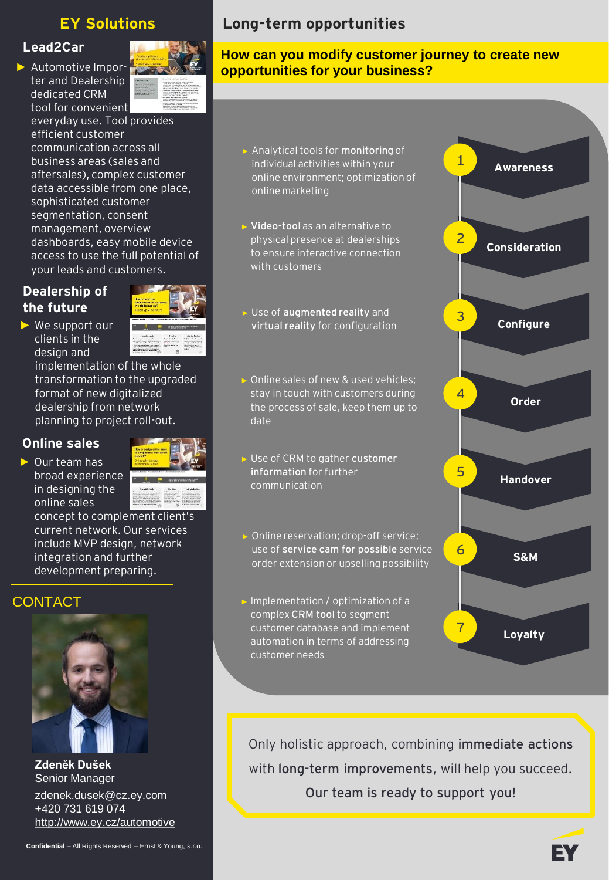## EY Solutions

### Lead2Car

- Automotive Importer and Dealership dedicated CRM tool for convenient everyday use. Tool provides efficient customer communication across all business areas (sales and aftersales), complex customer data accessible from one place, sophisticated customer segmentation, consent management, overview dashboards, easy mobile device access to use the full potential of your leads and customers.

### Dealership of the future

- We support our clients in the design and implementation of the whole transformation to the upgraded format of new digitalized dealership from network planning to project roll-out.

### Online sales

- Our team has broad experience in designing the online sales concept to complement client's current network. Our services include MVP design, network integration and further development preparing.

### CONTACT

**Zdeněk Dušek**
Senior Manager
zdenek.dusek@cz.ey.com
+420 731 619 074
http://www.ey.cz/automotive

**Confidential** – All Rights Reserved – Ernst & Young, s.r.o.

## Long-term opportunities

**How can you modify customer journey to create new opportunities for your business?**

1. **Awareness**
   - Analytical tools for **monitoring** of individual activities within your online environment; optimization of online marketing
2. **Consideration**
   - **Video-tool** as an alternative to physical presence at dealerships to ensure interactive connection with customers
3. **Configure**
   - Use of **augmented reality** and **virtual reality** for configuration
4. **Order**
   - Online sales of new & used vehicles; stay in touch with customers during the process of sale, keep them up to date
5. **Handover**
   - Use of CRM to gather **customer information** for further communication
6. **S&M**
   - Online reservation; drop-off service; use of **service cam for possible** service order extension or upselling possibility
7. **Loyalty**
   - Implementation / optimization of a complex **CRM tool** to segment customer database and implement automation in terms of addressing customer needs

Only holistic approach, combining **immediate actions** with **long-term improvements**, will help you succeed.

Our team is ready to support you!

EY